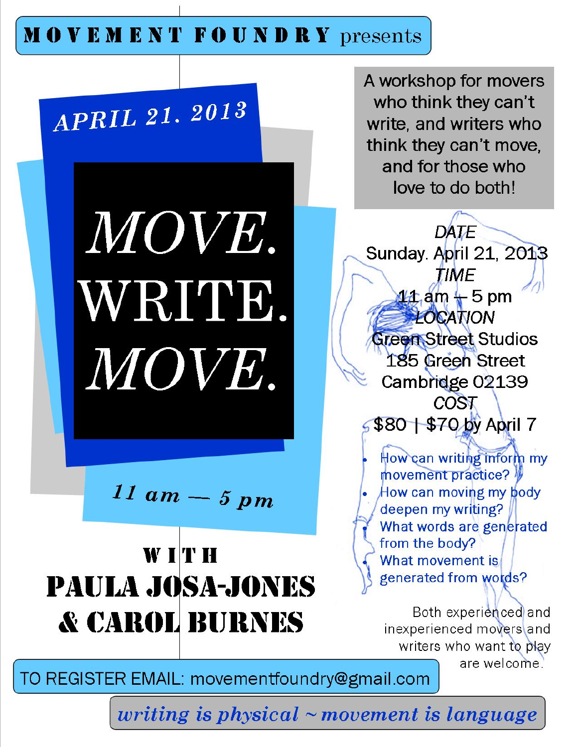**MOVEMENT FOUNDRY** presents

*APRIL 21. 2013*

# *MOVE. WRITE. MOVE.*

*11 am — 5 pm*

**WITH**

**PAULA JOSA-JONES & CAROL BURNES**

A workshop for movers who think they can't write, and writers who think they can't move, and for those who love to do both!

*DATE*
Sunday. April 21, 2013

*TIME*
11 am – 5 pm

*LOCATION*
Green Street Studios
185 Green Street
Cambridge 02139

*COST*
$80 | $70 by April 7

- How can writing inform my movement practice?
- How can moving my body deepen my writing?
- What words are generated from the body?
- What movement is generated from words?

Both experienced and inexperienced movers and writers who want to play are welcome.

TO REGISTER EMAIL: movementfoundry@gmail.com

*writing is physical ~ movement is language*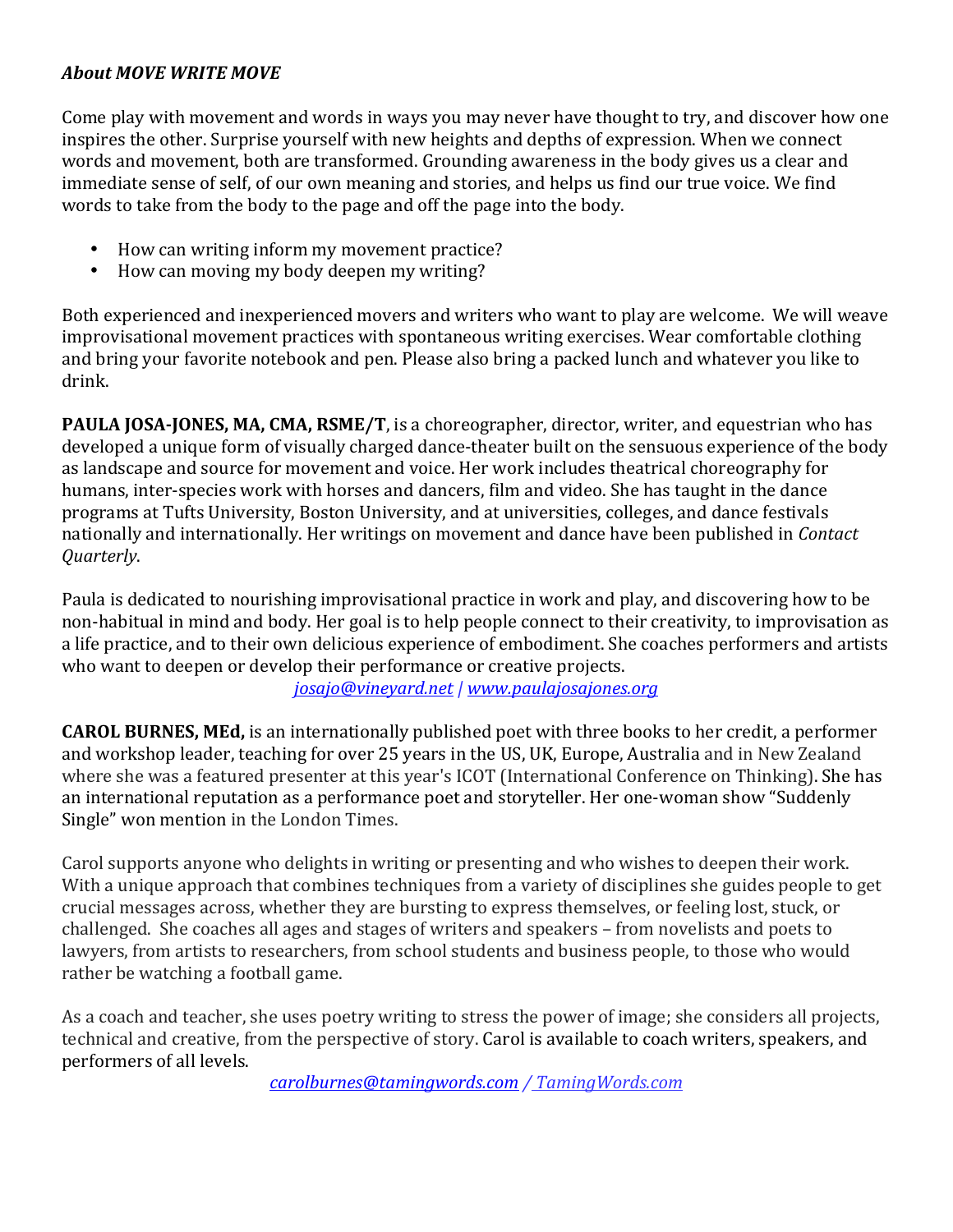***About MOVE WRITE MOVE***

Come play with movement and words in ways you may never have thought to try, and discover how one inspires the other. Surprise yourself with new heights and depths of expression. When we connect words and movement, both are transformed. Grounding awareness in the body gives us a clear and immediate sense of self, of our own meaning and stories, and helps us find our true voice. We find words to take from the body to the page and off the page into the body.

- How can writing inform my movement practice?
- How can moving my body deepen my writing?

Both experienced and inexperienced movers and writers who want to play are welcome. We will weave improvisational movement practices with spontaneous writing exercises. Wear comfortable clothing and bring your favorite notebook and pen. Please also bring a packed lunch and whatever you like to drink.

**PAULA JOSA-JONES, MA, CMA, RSME/T**, is a choreographer, director, writer, and equestrian who has developed a unique form of visually charged dance-theater built on the sensuous experience of the body as landscape and source for movement and voice. Her work includes theatrical choreography for humans, inter-species work with horses and dancers, film and video. She has taught in the dance programs at Tufts University, Boston University, and at universities, colleges, and dance festivals nationally and internationally. Her writings on movement and dance have been published in *Contact Quarterly*.

Paula is dedicated to nourishing improvisational practice in work and play, and discovering how to be non-habitual in mind and body. Her goal is to help people connect to their creativity, to improvisation as a life practice, and to their own delicious experience of embodiment. She coaches performers and artists who want to deepen or develop their performance or creative projects.

*josajo@vineyard.net | www.paulajosajones.org*

**CAROL BURNES, MEd,** is an internationally published poet with three books to her credit, a performer and workshop leader, teaching for over 25 years in the US, UK, Europe, Australia and in New Zealand where she was a featured presenter at this year's ICOT (International Conference on Thinking). She has an international reputation as a performance poet and storyteller. Her one-woman show "Suddenly Single" won mention in the London Times.

Carol supports anyone who delights in writing or presenting and who wishes to deepen their work. With a unique approach that combines techniques from a variety of disciplines she guides people to get crucial messages across, whether they are bursting to express themselves, or feeling lost, stuck, or challenged. She coaches all ages and stages of writers and speakers – from novelists and poets to lawyers, from artists to researchers, from school students and business people, to those who would rather be watching a football game.

As a coach and teacher, she uses poetry writing to stress the power of image; she considers all projects, technical and creative, from the perspective of story. Carol is available to coach writers, speakers, and performers of all levels.

*carolburnes@tamingwords.com / TamingWords.com*